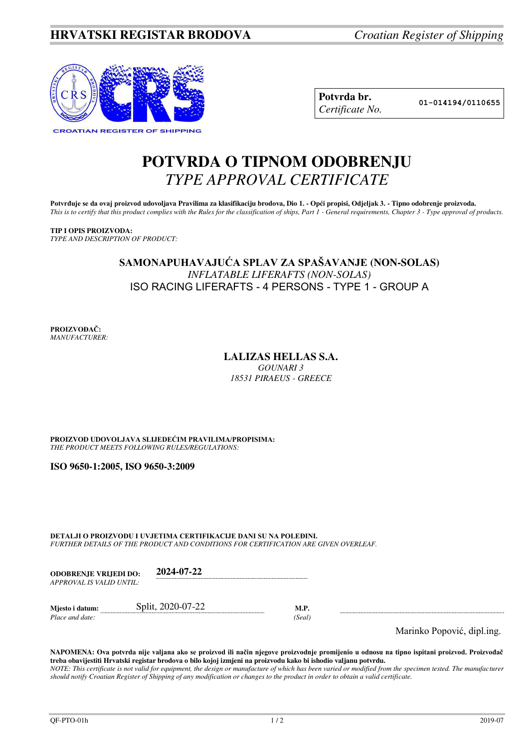**HRVATSKI REGISTAR BRODOVA** *Croatian Register of Shipping*

CROATIAN REGISTER OF SHIPPING

| **Potvrda br.** *Certificate No.* | 01-014194/0110655 |
|---|---|

# POTVRDA O TIPNOM ODOBRENJU
# *TYPE APPROVAL CERTIFICATE*

**Potvrđuje se da ovaj proizvod udovoljava Pravilima za klasifikaciju brodova, Dio 1. - Opći propisi, Odjeljak 3. - Tipno odobrenje proizvoda.**
*This is to certify that this product complies with the Rules for the classification of ships, Part 1 - General requirements, Chapter 3 - Type approval of products.*

**TIP I OPIS PROIZVODA:**
*TYPE AND DESCRIPTION OF PRODUCT:*

**SAMONAPUHAVAJUĆA SPLAV ZA SPAŠAVANJE (NON-SOLAS)**
*INFLATABLE LIFERAFTS (NON-SOLAS)*
ISO RACING LIFERAFTS - 4 PERSONS - TYPE 1 - GROUP A

**PROIZVOĐAČ:**
*MANUFACTURER:*

**LALIZAS HELLAS S.A.**
*GOUNARI 3*
*18531 PIRAEUS - GREECE*

**PROIZVOD UDOVOLJAVA SLIJEDEĆIM PRAVILIMA/PROPISIMA:**
*THE PRODUCT MEETS FOLLOWING RULES/REGULATIONS:*

**ISO 9650-1:2005, ISO 9650-3:2009**

**DETALJI O PROIZVODU I UVJETIMA CERTIFIKACIJE DANI SU NA POLEĐINI.**
*FURTHER DETAILS OF THE PRODUCT AND CONDITIONS FOR CERTIFICATION ARE GIVEN OVERLEAF.*

**ODOBRENJE VRIJEDI DO:** *APPROVAL IS VALID UNTIL:* **2024-07-22**

**Mjesto i datum:** *Place and date:* Split, 2020-07-22

**M.P.** *(Seal)*

Marinko Popović, dipl.ing.

**NAPOMENA: Ova potvrda nije valjana ako se proizvod ili način njegove proizvodnje promijenio u odnosu na tipno ispitani proizvod. Proizvođač treba obavijestiti Hrvatski registar brodova o bilo kojoj izmjeni na proizvodu kako bi ishodio valjanu potvrdu.**
*NOTE: This certificate is not valid for equipment, the design or manufacture of which has been varied or modified from the specimen tested. The manufacturer should notify Croatian Register of Shipping of any modification or changes to the product in order to obtain a valid certificate.*

QF-PTO-01h 2019-07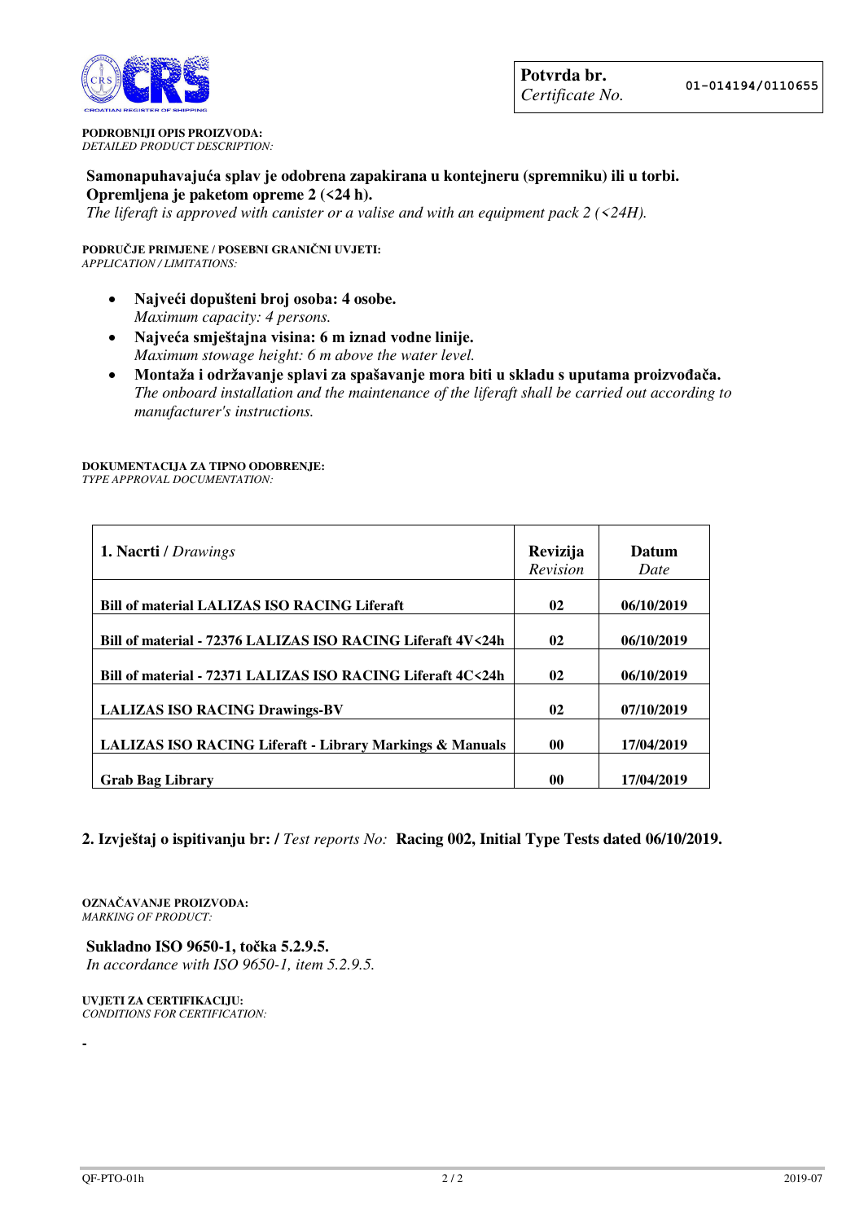**Potvrda br.**
*Certificate No.* 01-014194/0110655

**PODROBNIJI OPIS PROIZVODA:**
*DETAILED PRODUCT DESCRIPTION:*

**Samonapuhavajuća splav je odobrena zapakirana u kontejneru (spremniku) ili u torbi. Opremljena je paketom opreme 2 (<24 h).**
*The liferaft is approved with canister or a valise and with an equipment pack 2 (<24H).*

**PODRUČJE PRIMJENE / POSEBNI GRANIČNI UVJETI:**
*APPLICATION / LIMITATIONS:*

- **Najveći dopušteni broj osoba: 4 osobe.**
  *Maximum capacity: 4 persons.*
- **Najveća smještajna visina: 6 m iznad vodne linije.**
  *Maximum stowage height: 6 m above the water level.*
- **Montaža i održavanje splavi za spašavanje mora biti u skladu s uputama proizvođača.**
  *The onboard installation and the maintenance of the liferaft shall be carried out according to manufacturer's instructions.*

**DOKUMENTACIJA ZA TIPNO ODOBRENJE:**
*TYPE APPROVAL DOCUMENTATION:*

| **1. Nacrti** / *Drawings* | **Revizija** *Revision* | **Datum** *Date* |
|---|---|---|
| **Bill of material LALIZAS ISO RACING Liferaft** | **02** | **06/10/2019** |
| **Bill of material - 72376 LALIZAS ISO RACING Liferaft 4V<24h** | **02** | **06/10/2019** |
| **Bill of material - 72371 LALIZAS ISO RACING Liferaft 4C<24h** | **02** | **06/10/2019** |
| **LALIZAS ISO RACING Drawings-BV** | **02** | **07/10/2019** |
| **LALIZAS ISO RACING Liferaft - Library Markings & Manuals** | **00** | **17/04/2019** |
| **Grab Bag Library** | **00** | **17/04/2019** |

**2. Izvještaj o ispitivanju br: /** *Test reports No:* **Racing 002, Initial Type Tests dated 06/10/2019.**

**OZNAČAVANJE PROIZVODA:**
*MARKING OF PRODUCT:*

**Sukladno ISO 9650-1, točka 5.2.9.5.**
*In accordance with ISO 9650-1, item 5.2.9.5.*

**UVJETI ZA CERTIFIKACIJU:**
*CONDITIONS FOR CERTIFICATION:*

-

QF-PTO-01h 2019-07